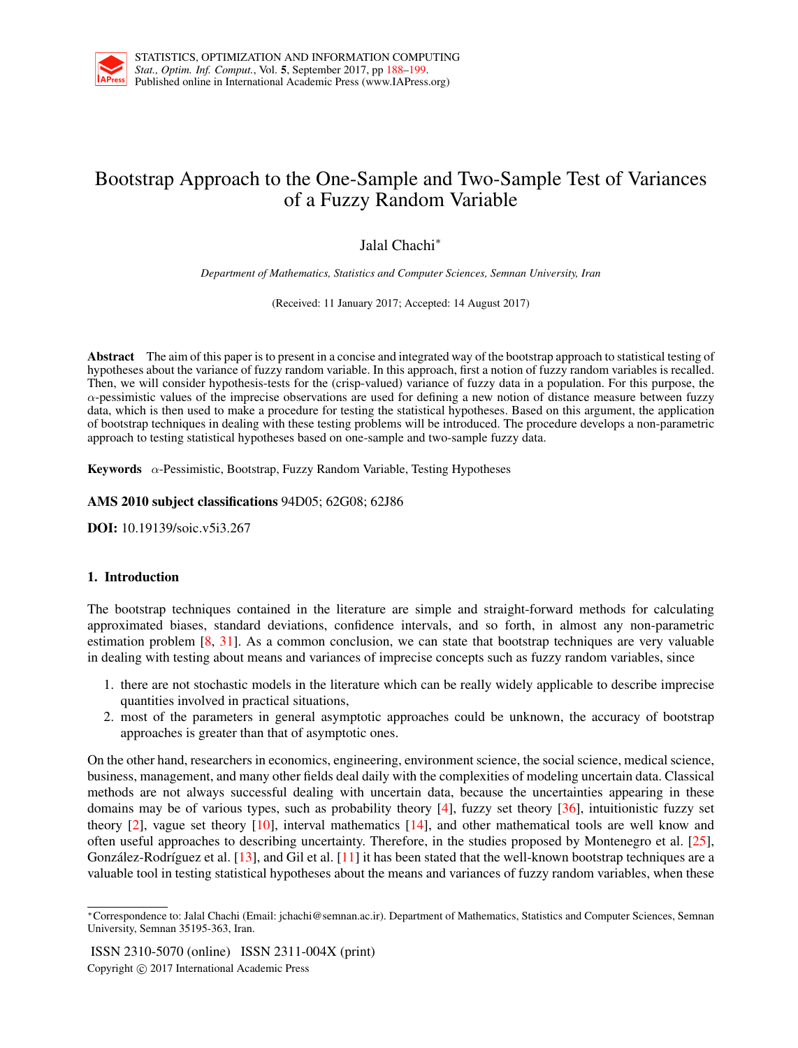# Bootstrap Approach to the One-Sample and Two-Sample Test of Variances of a Fuzzy Random Variable

Jalal Chachi*

*Department of Mathematics, Statistics and Computer Sciences, Semnan University, Iran*

(Received: 11 January 2017; Accepted: 14 August 2017)

**Abstract** The aim of this paper is to present in a concise and integrated way of the bootstrap approach to statistical testing of hypotheses about the variance of fuzzy random variable. In this approach, first a notion of fuzzy random variables is recalled. Then, we will consider hypothesis-tests for the (crisp-valued) variance of fuzzy data in a population. For this purpose, the $\alpha$-pessimistic values of the imprecise observations are used for defining a new notion of distance measure between fuzzy data, which is then used to make a procedure for testing the statistical hypotheses. Based on this argument, the application of bootstrap techniques in dealing with these testing problems will be introduced. The procedure develops a non-parametric approach to testing statistical hypotheses based on one-sample and two-sample fuzzy data.

**Keywords** $\alpha$-Pessimistic, Bootstrap, Fuzzy Random Variable, Testing Hypotheses

**AMS 2010 subject classifications** 94D05; 62G08; 62J86

**DOI:** 10.19139/soic.v5i3.267

## 1. Introduction

The bootstrap techniques contained in the literature are simple and straight-forward methods for calculating approximated biases, standard deviations, confidence intervals, and so forth, in almost any non-parametric estimation problem [8, 31]. As a common conclusion, we can state that bootstrap techniques are very valuable in dealing with testing about means and variances of imprecise concepts such as fuzzy random variables, since

1. there are not stochastic models in the literature which can be really widely applicable to describe imprecise quantities involved in practical situations,
2. most of the parameters in general asymptotic approaches could be unknown, the accuracy of bootstrap approaches is greater than that of asymptotic ones.

On the other hand, researchers in economics, engineering, environment science, the social science, medical science, business, management, and many other fields deal daily with the complexities of modeling uncertain data. Classical methods are not always successful dealing with uncertain data, because the uncertainties appearing in these domains may be of various types, such as probability theory [4], fuzzy set theory [36], intuitionistic fuzzy set theory [2], vague set theory [10], interval mathematics [14], and other mathematical tools are well know and often useful approaches to describing uncertainty. Therefore, in the studies proposed by Montenegro et al. [25], González-Rodríguez et al. [13], and Gil et al. [11] it has been stated that the well-known bootstrap techniques are a valuable tool in testing statistical hypotheses about the means and variances of fuzzy random variables, when these

*Correspondence to: Jalal Chachi (Email: jchachi@semnan.ac.ir). Department of Mathematics, Statistics and Computer Sciences, Semnan University, Semnan 35195-363, Iran.

ISSN 2310-5070 (online) ISSN 2311-004X (print)
Copyright © 2017 International Academic Press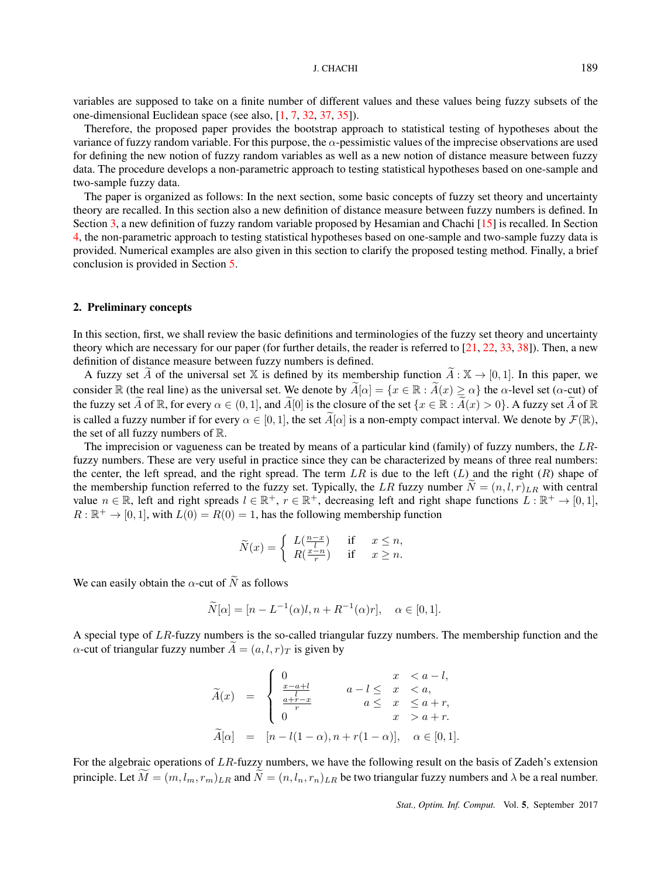variables are supposed to take on a finite number of different values and these values being fuzzy subsets of the one-dimensional Euclidean space (see also, [1, 7, 32, 37, 35]).

Therefore, the proposed paper provides the bootstrap approach to statistical testing of hypotheses about the variance of fuzzy random variable. For this purpose, the $\alpha$-pessimistic values of the imprecise observations are used for defining the new notion of fuzzy random variables as well as a new notion of distance measure between fuzzy data. The procedure develops a non-parametric approach to testing statistical hypotheses based on one-sample and two-sample fuzzy data.

The paper is organized as follows: In the next section, some basic concepts of fuzzy set theory and uncertainty theory are recalled. In this section also a new definition of distance measure between fuzzy numbers is defined. In Section 3, a new definition of fuzzy random variable proposed by Hesamian and Chachi [15] is recalled. In Section 4, the non-parametric approach to testing statistical hypotheses based on one-sample and two-sample fuzzy data is provided. Numerical examples are also given in this section to clarify the proposed testing method. Finally, a brief conclusion is provided in Section 5.

## 2. Preliminary concepts

In this section, first, we shall review the basic definitions and terminologies of the fuzzy set theory and uncertainty theory which are necessary for our paper (for further details, the reader is referred to [21, 22, 33, 38]). Then, a new definition of distance measure between fuzzy numbers is defined.

A fuzzy set $\widetilde{A}$ of the universal set $\mathbb{X}$ is defined by its membership function $\widetilde{A} : \mathbb{X} \to [0,1]$. In this paper, we consider $\mathbb{R}$ (the real line) as the universal set. We denote by $\widetilde{A}[\alpha] = \{x \in \mathbb{R} : \widetilde{A}(x) \geq \alpha\}$ the $\alpha$-level set ($\alpha$-cut) of the fuzzy set $\widetilde{A}$ of $\mathbb{R}$, for every $\alpha \in (0,1]$, and $\widetilde{A}[0]$ is the closure of the set $\{x \in \mathbb{R} : \widetilde{A}(x) > 0\}$. A fuzzy set $\widetilde{A}$ of $\mathbb{R}$ is called a fuzzy number if for every $\alpha \in [0,1]$, the set $\widetilde{A}[\alpha]$ is a non-empty compact interval. We denote by $\mathcal{F}(\mathbb{R})$, the set of all fuzzy numbers of $\mathbb{R}$.

The imprecision or vagueness can be treated by means of a particular kind (family) of fuzzy numbers, the $LR$-fuzzy numbers. These are very useful in practice since they can be characterized by means of three real numbers: the center, the left spread, and the right spread. The term $LR$ is due to the left ($L$) and the right ($R$) shape of the membership function referred to the fuzzy set. Typically, the $LR$ fuzzy number $\widetilde{N} = (n, l, r)_{LR}$ with central value $n \in \mathbb{R}$, left and right spreads $l \in \mathbb{R}^+$, $r \in \mathbb{R}^+$, decreasing left and right shape functions $L : \mathbb{R}^+ \to [0,1]$, $R : \mathbb{R}^+ \to [0,1]$, with $L(0) = R(0) = 1$, has the following membership function

$$\widetilde{N}(x) = \begin{cases} L(\frac{n-x}{l}) & \text{if} \quad x \leq n, \\ R(\frac{x-n}{r}) & \text{if} \quad x \geq n. \end{cases}$$

We can easily obtain the $\alpha$-cut of $\widetilde{N}$ as follows

$$\widetilde{N}[\alpha] = [n - L^{-1}(\alpha)l, n + R^{-1}(\alpha)r], \quad \alpha \in [0,1].$$

A special type of $LR$-fuzzy numbers is the so-called triangular fuzzy numbers. The membership function and the $\alpha$-cut of triangular fuzzy number $\widetilde{A} = (a, l, r)_T$ is given by

$$\widetilde{A}(x) = \begin{cases} 0 & x < a - l, \\ \frac{x-a+l}{l} & a - l \leq x < a, \\ \frac{a+r-x}{r} & a \leq x \leq a + r, \\ 0 & x > a + r. \end{cases}$$

$$\widetilde{A}[\alpha] = [n - l(1-\alpha), n + r(1-\alpha)], \quad \alpha \in [0,1].$$

For the algebraic operations of $LR$-fuzzy numbers, we have the following result on the basis of Zadeh's extension principle. Let $\widetilde{M} = (m, l_m, r_m)_{LR}$ and $\widetilde{N} = (n, l_n, r_n)_{LR}$ be two triangular fuzzy numbers and $\lambda$ be a real number.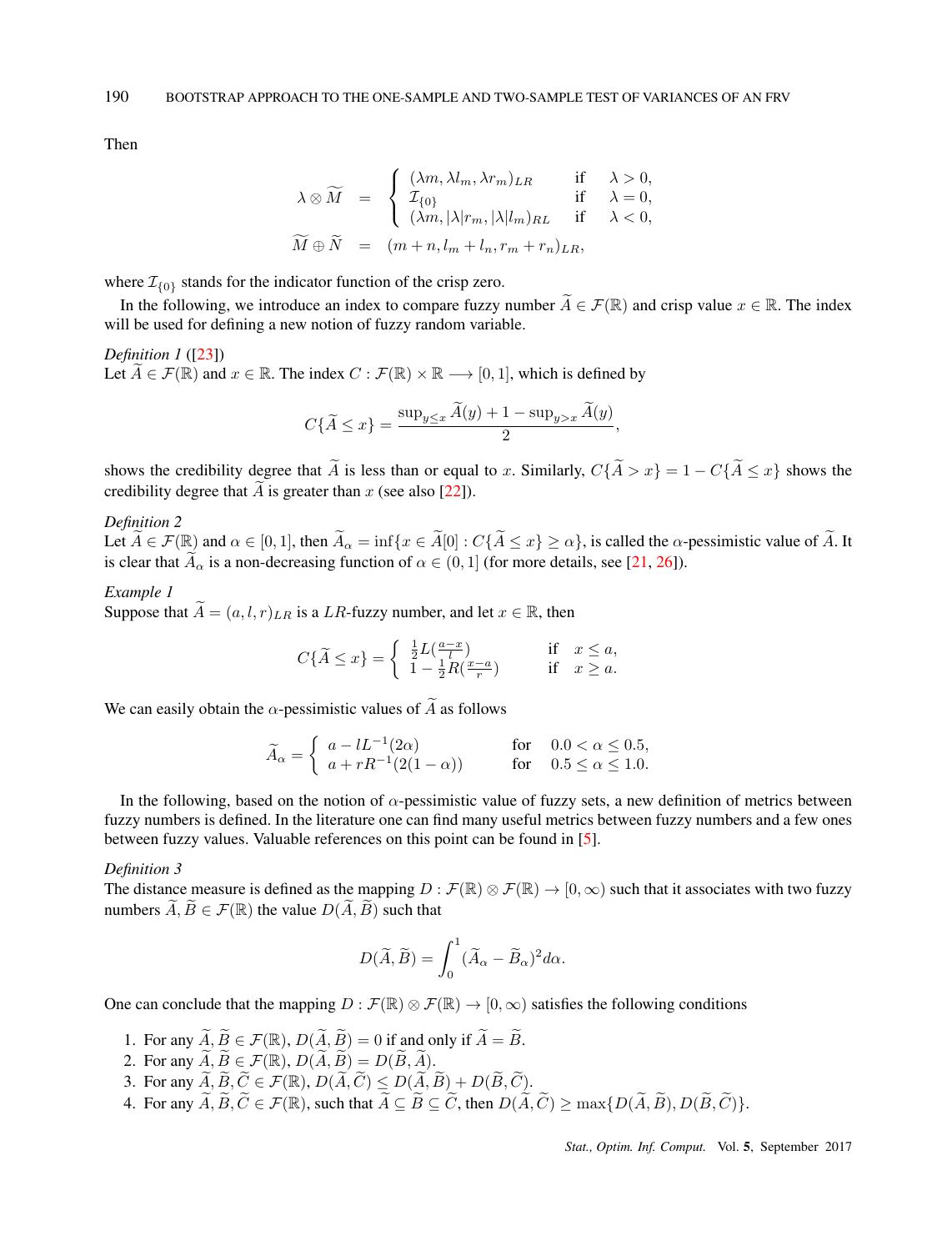Then

$$
\begin{aligned}
\lambda \otimes \widetilde{M} &= \begin{cases} (\lambda m, \lambda l_m, \lambda r_m)_{LR} & \text{if} \quad \lambda > 0, \\ \mathcal{I}_{\{0\}} & \text{if} \quad \lambda = 0, \\ (\lambda m, |\lambda| r_m, |\lambda| l_m)_{RL} & \text{if} \quad \lambda < 0, \end{cases} \\
\widetilde{M} \oplus \widetilde{N} &= (m+n, l_m + l_n, r_m + r_n)_{LR},
\end{aligned}
$$

where $\mathcal{I}_{\{0\}}$ stands for the indicator function of the crisp zero.

In the following, we introduce an index to compare fuzzy number $\widetilde{A} \in \mathcal{F}(\mathbb{R})$ and crisp value $x \in \mathbb{R}$. The index will be used for defining a new notion of fuzzy random variable.

*Definition 1* ([23])
Let $\widetilde{A} \in \mathcal{F}(\mathbb{R})$ and $x \in \mathbb{R}$. The index $C : \mathcal{F}(\mathbb{R}) \times \mathbb{R} \longrightarrow [0,1]$, which is defined by

$$
C\{\widetilde{A} \leq x\} = \frac{\sup_{y \leq x} \widetilde{A}(y) + 1 - \sup_{y > x} \widetilde{A}(y)}{2},
$$

shows the credibility degree that $\widetilde{A}$ is less than or equal to $x$. Similarly, $C\{\widetilde{A} > x\} = 1 - C\{\widetilde{A} \leq x\}$ shows the credibility degree that $\widetilde{A}$ is greater than $x$ (see also [22]).

*Definition 2*
Let $\widetilde{A} \in \mathcal{F}(\mathbb{R})$ and $\alpha \in [0,1]$, then $\widetilde{A}_\alpha = \inf\{x \in \widetilde{A}[0] : C\{\widetilde{A} \leq x\} \geq \alpha\}$, is called the $\alpha$-pessimistic value of $\widetilde{A}$. It is clear that $\widetilde{A}_\alpha$ is a non-decreasing function of $\alpha \in (0,1]$ (for more details, see [21, 26]).

*Example 1*
Suppose that $\widetilde{A} = (a, l, r)_{LR}$ is a $LR$-fuzzy number, and let $x \in \mathbb{R}$, then

$$
C\{\widetilde{A} \leq x\} = \begin{cases} \frac{1}{2} L(\frac{a-x}{l}) & \text{if} \quad x \leq a, \\ 1 - \frac{1}{2} R(\frac{x-a}{r}) & \text{if} \quad x \geq a. \end{cases}
$$

We can easily obtain the $\alpha$-pessimistic values of $\widetilde{A}$ as follows

$$
\widetilde{A}_\alpha = \begin{cases} a - l L^{-1}(2\alpha) & \text{for} \quad 0.0 < \alpha \leq 0.5, \\ a + r R^{-1}(2(1-\alpha)) & \text{for} \quad 0.5 \leq \alpha \leq 1.0. \end{cases}
$$

In the following, based on the notion of $\alpha$-pessimistic value of fuzzy sets, a new definition of metrics between fuzzy numbers is defined. In the literature one can find many useful metrics between fuzzy numbers and a few ones between fuzzy values. Valuable references on this point can be found in [5].

*Definition 3*
The distance measure is defined as the mapping $D : \mathcal{F}(\mathbb{R}) \otimes \mathcal{F}(\mathbb{R}) \rightarrow [0, \infty)$ such that it associates with two fuzzy numbers $\widetilde{A}, \widetilde{B} \in \mathcal{F}(\mathbb{R})$ the value $D(\widetilde{A}, \widetilde{B})$ such that

$$
D(\widetilde{A}, \widetilde{B}) = \int_0^1 (\widetilde{A}_\alpha - \widetilde{B}_\alpha)^2 d\alpha.
$$

One can conclude that the mapping $D : \mathcal{F}(\mathbb{R}) \otimes \mathcal{F}(\mathbb{R}) \rightarrow [0, \infty)$ satisfies the following conditions

1. For any $\widetilde{A}, \widetilde{B} \in \mathcal{F}(\mathbb{R})$, $D(\widetilde{A}, \widetilde{B}) = 0$ if and only if $\widetilde{A} = \widetilde{B}$.
2. For any $\widetilde{A}, \widetilde{B} \in \mathcal{F}(\mathbb{R})$, $D(\widetilde{A}, \widetilde{B}) = D(\widetilde{B}, \widetilde{A})$.
3. For any $\widetilde{A}, \widetilde{B}, \widetilde{C} \in \mathcal{F}(\mathbb{R})$, $D(\widetilde{A}, \widetilde{C}) \leq D(\widetilde{A}, \widetilde{B}) + D(\widetilde{B}, \widetilde{C})$.
4. For any $\widetilde{A}, \widetilde{B}, \widetilde{C} \in \mathcal{F}(\mathbb{R})$, such that $\widetilde{A} \subseteq \widetilde{B} \subseteq \widetilde{C}$, then $D(\widetilde{A}, \widetilde{C}) \geq \max\{D(\widetilde{A}, \widetilde{B}), D(\widetilde{B}, \widetilde{C})\}$.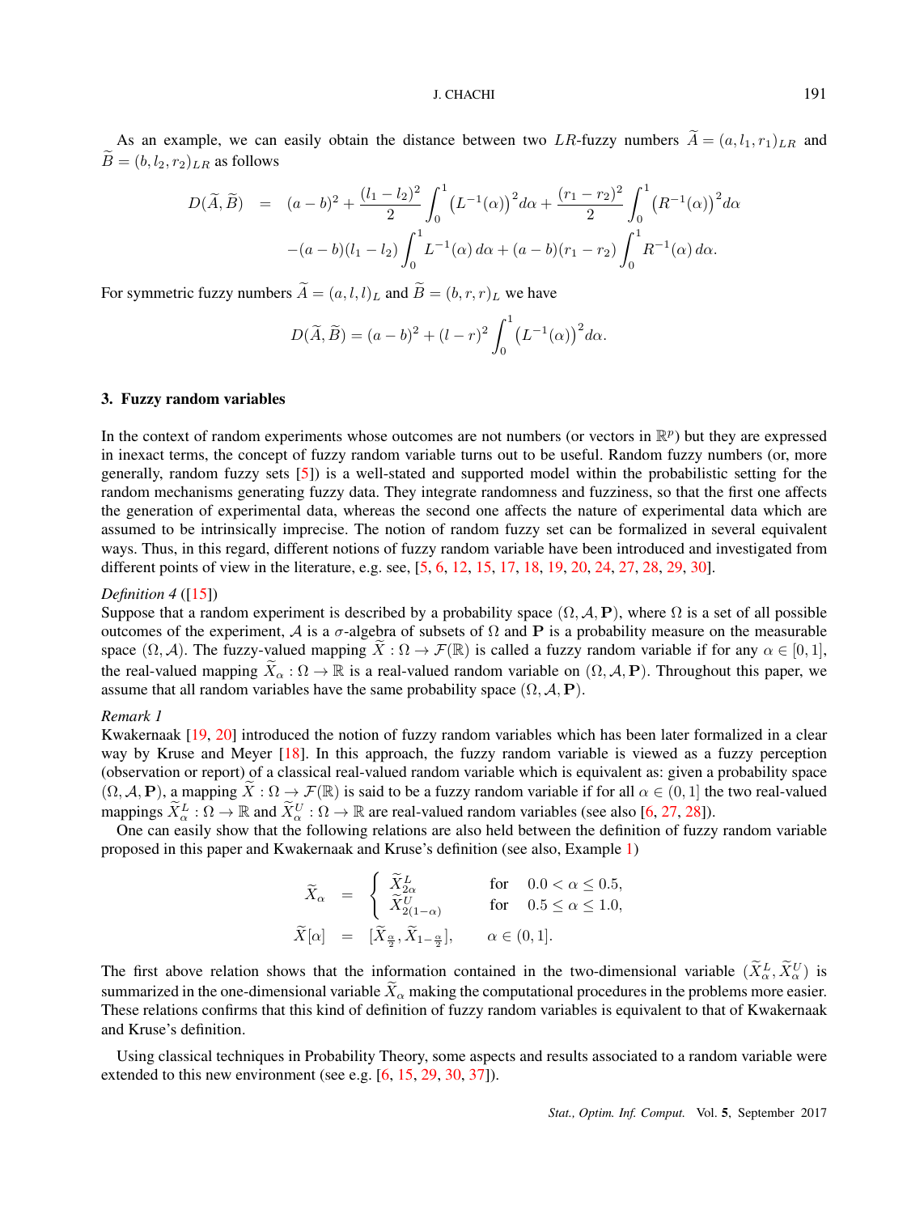As an example, we can easily obtain the distance between two $LR$-fuzzy numbers $\widetilde{A} = (a, l_1, r_1)_{LR}$ and $\widetilde{B} = (b, l_2, r_2)_{LR}$ as follows

$$
\begin{aligned}
D(\widetilde{A}, \widetilde{B}) &= (a-b)^2 + \frac{(l_1 - l_2)^2}{2} \int_0^1 \left(L^{-1}(\alpha)\right)^2 d\alpha + \frac{(r_1 - r_2)^2}{2} \int_0^1 \left(R^{-1}(\alpha)\right)^2 d\alpha \\
&\quad -(a-b)(l_1 - l_2) \int_0^1 L^{-1}(\alpha)\, d\alpha + (a-b)(r_1 - r_2) \int_0^1 R^{-1}(\alpha)\, d\alpha.
\end{aligned}
$$

For symmetric fuzzy numbers $\widetilde{A} = (a, l, l)_L$ and $\widetilde{B} = (b, r, r)_L$ we have

$$
D(\widetilde{A}, \widetilde{B}) = (a-b)^2 + (l-r)^2 \int_0^1 \left(L^{-1}(\alpha)\right)^2 d\alpha.
$$

## 3. Fuzzy random variables

In the context of random experiments whose outcomes are not numbers (or vectors in $\mathbb{R}^p$) but they are expressed in inexact terms, the concept of fuzzy random variable turns out to be useful. Random fuzzy numbers (or, more generally, random fuzzy sets [5]) is a well-stated and supported model within the probabilistic setting for the random mechanisms generating fuzzy data. They integrate randomness and fuzziness, so that the first one affects the generation of experimental data, whereas the second one affects the nature of experimental data which are assumed to be intrinsically imprecise. The notion of random fuzzy set can be formalized in several equivalent ways. Thus, in this regard, different notions of fuzzy random variable have been introduced and investigated from different points of view in the literature, e.g. see, [5, 6, 12, 15, 17, 18, 19, 20, 24, 27, 28, 29, 30].

*Definition 4* ([15])
Suppose that a random experiment is described by a probability space $(\Omega, \mathcal{A}, \mathbf{P})$, where $\Omega$ is a set of all possible outcomes of the experiment, $\mathcal{A}$ is a $\sigma$-algebra of subsets of $\Omega$ and $\mathbf{P}$ is a probability measure on the measurable space $(\Omega, \mathcal{A})$. The fuzzy-valued mapping $\widetilde{X} : \Omega \to \mathcal{F}(\mathbb{R})$ is called a fuzzy random variable if for any $\alpha \in [0, 1]$, the real-valued mapping $\widetilde{X}_\alpha : \Omega \to \mathbb{R}$ is a real-valued random variable on $(\Omega, \mathcal{A}, \mathbf{P})$. Throughout this paper, we assume that all random variables have the same probability space $(\Omega, \mathcal{A}, \mathbf{P})$.

*Remark 1*
Kwakernaak [19, 20] introduced the notion of fuzzy random variables which has been later formalized in a clear way by Kruse and Meyer [18]. In this approach, the fuzzy random variable is viewed as a fuzzy perception (observation or report) of a classical real-valued random variable which is equivalent as: given a probability space $(\Omega, \mathcal{A}, \mathbf{P})$, a mapping $\widetilde{X} : \Omega \to \mathcal{F}(\mathbb{R})$ is said to be a fuzzy random variable if for all $\alpha \in (0, 1]$ the two real-valued mappings $\widetilde{X}^L_\alpha : \Omega \to \mathbb{R}$ and $\widetilde{X}^U_\alpha : \Omega \to \mathbb{R}$ are real-valued random variables (see also [6, 27, 28]).

One can easily show that the following relations are also held between the definition of fuzzy random variable proposed in this paper and Kwakernaak and Kruse's definition (see also, Example 1)

$$
\begin{aligned}
\widetilde{X}_\alpha &= \begin{cases} \widetilde{X}^L_{2\alpha} & \text{for} \quad 0.0 < \alpha \leq 0.5, \\ \widetilde{X}^U_{2(1-\alpha)} & \text{for} \quad 0.5 \leq \alpha \leq 1.0, \end{cases} \\
\widetilde{X}[\alpha] &= [\widetilde{X}_{\frac{\alpha}{2}}, \widetilde{X}_{1-\frac{\alpha}{2}}], \qquad \alpha \in (0, 1].
\end{aligned}
$$

The first above relation shows that the information contained in the two-dimensional variable $(\widetilde{X}^L_\alpha, \widetilde{X}^U_\alpha)$ is summarized in the one-dimensional variable $\widetilde{X}_\alpha$ making the computational procedures in the problems more easier. These relations confirms that this kind of definition of fuzzy random variables is equivalent to that of Kwakernaak and Kruse's definition.

Using classical techniques in Probability Theory, some aspects and results associated to a random variable were extended to this new environment (see e.g. [6, 15, 29, 30, 37]).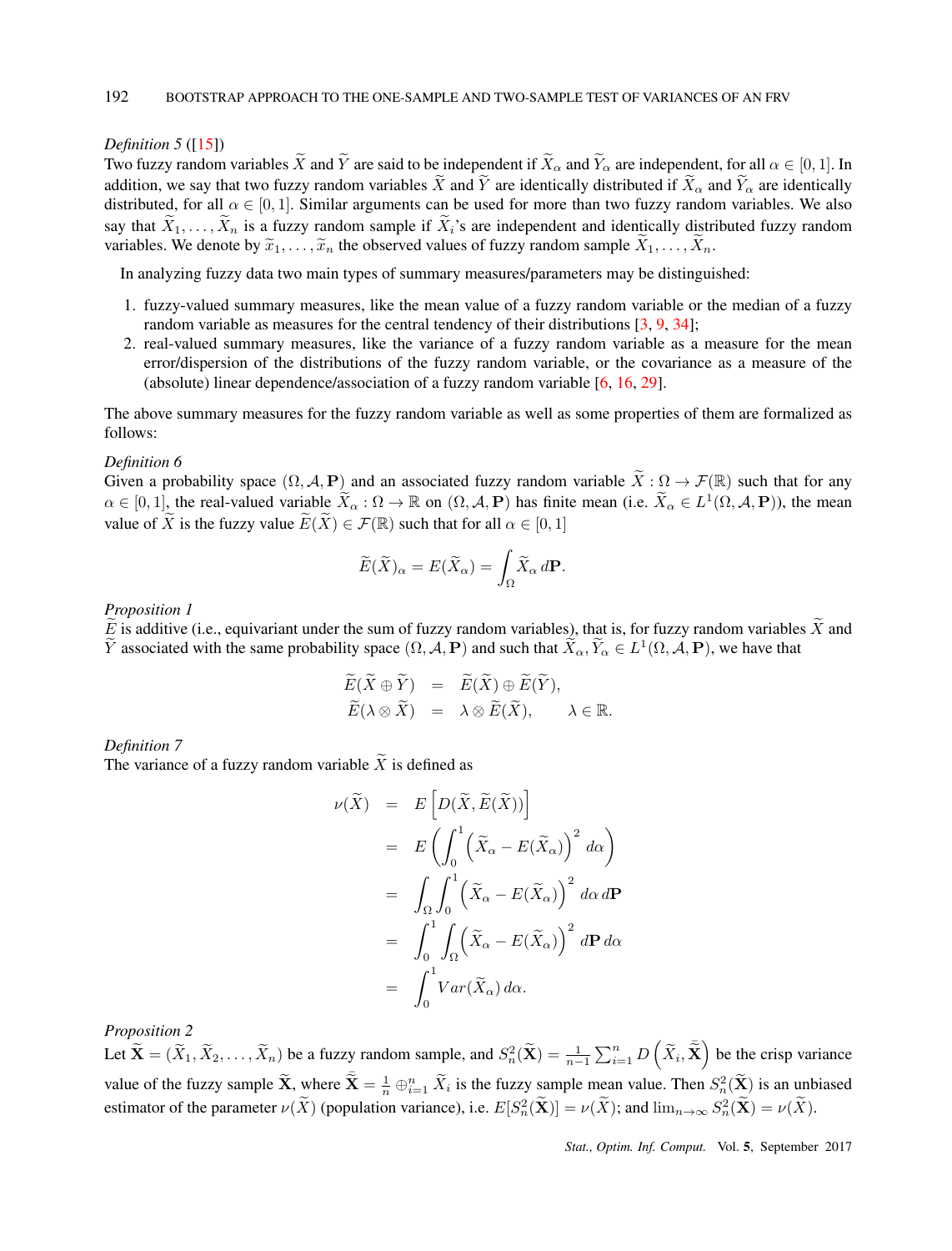*Definition 5* ([15])
Two fuzzy random variables $\widetilde{X}$ and $\widetilde{Y}$ are said to be independent if $\widetilde{X}_\alpha$ and $\widetilde{Y}_\alpha$ are independent, for all $\alpha \in [0,1]$. In addition, we say that two fuzzy random variables $\widetilde{X}$ and $\widetilde{Y}$ are identically distributed if $\widetilde{X}_\alpha$ and $\widetilde{Y}_\alpha$ are identically distributed, for all $\alpha \in [0,1]$. Similar arguments can be used for more than two fuzzy random variables. We also say that $\widetilde{X}_1, \ldots, \widetilde{X}_n$ is a fuzzy random sample if $\widetilde{X}_i$'s are independent and identically distributed fuzzy random variables. We denote by $\widetilde{x}_1, \ldots, \widetilde{x}_n$ the observed values of fuzzy random sample $\widetilde{X}_1, \ldots, \widetilde{X}_n$.

In analyzing fuzzy data two main types of summary measures/parameters may be distinguished:

1. fuzzy-valued summary measures, like the mean value of a fuzzy random variable or the median of a fuzzy random variable as measures for the central tendency of their distributions [3, 9, 34];
2. real-valued summary measures, like the variance of a fuzzy random variable as a measure for the mean error/dispersion of the distributions of the fuzzy random variable, or the covariance as a measure of the (absolute) linear dependence/association of a fuzzy random variable [6, 16, 29].

The above summary measures for the fuzzy random variable as well as some properties of them are formalized as follows:

*Definition 6*
Given a probability space $(\Omega, \mathcal{A}, \mathbf{P})$ and an associated fuzzy random variable $\widetilde{X} : \Omega \to \mathcal{F}(\mathbb{R})$ such that for any $\alpha \in [0,1]$, the real-valued variable $\widetilde{X}_\alpha : \Omega \to \mathbb{R}$ on $(\Omega, \mathcal{A}, \mathbf{P})$ has finite mean (i.e. $\widetilde{X}_\alpha \in L^1(\Omega, \mathcal{A}, \mathbf{P})$), the mean value of $\widetilde{X}$ is the fuzzy value $\widetilde{E}(\widetilde{X}) \in \mathcal{F}(\mathbb{R})$ such that for all $\alpha \in [0,1]$

$$\widetilde{E}(\widetilde{X})_\alpha = E(\widetilde{X}_\alpha) = \int_\Omega \widetilde{X}_\alpha \, d\mathbf{P}.$$

*Proposition 1*
$\widetilde{E}$ is additive (i.e., equivariant under the sum of fuzzy random variables), that is, for fuzzy random variables $\widetilde{X}$ and $\widetilde{Y}$ associated with the same probability space $(\Omega, \mathcal{A}, \mathbf{P})$ and such that $\widetilde{X}_\alpha, \widetilde{Y}_\alpha \in L^1(\Omega, \mathcal{A}, \mathbf{P})$, we have that

$$\begin{aligned}
\widetilde{E}(\widetilde{X} \oplus \widetilde{Y}) &= \widetilde{E}(\widetilde{X}) \oplus \widetilde{E}(\widetilde{Y}), \\
\widetilde{E}(\lambda \otimes \widetilde{X}) &= \lambda \otimes \widetilde{E}(\widetilde{X}), \qquad \lambda \in \mathbb{R}.
\end{aligned}$$

*Definition 7*
The variance of a fuzzy random variable $\widetilde{X}$ is defined as

$$\begin{aligned}
\nu(\widetilde{X}) &= E\left[D(\widetilde{X}, \widetilde{E}(\widetilde{X}))\right] \\
&= E\left(\int_0^1 \left(\widetilde{X}_\alpha - E(\widetilde{X}_\alpha)\right)^2 \, d\alpha\right) \\
&= \int_\Omega \int_0^1 \left(\widetilde{X}_\alpha - E(\widetilde{X}_\alpha)\right)^2 \, d\alpha \, d\mathbf{P} \\
&= \int_0^1 \int_\Omega \left(\widetilde{X}_\alpha - E(\widetilde{X}_\alpha)\right)^2 \, d\mathbf{P} \, d\alpha \\
&= \int_0^1 Var(\widetilde{X}_\alpha) \, d\alpha.
\end{aligned}$$

*Proposition 2*
Let $\widetilde{\mathbf{X}} = (\widetilde{X}_1, \widetilde{X}_2, \ldots, \widetilde{X}_n)$ be a fuzzy random sample, and $S_n^2(\widetilde{\mathbf{X}}) = \frac{1}{n-1} \sum_{i=1}^n D\left(\widetilde{X}_i, \bar{\widetilde{\mathbf{X}}}\right)$ be the crisp variance value of the fuzzy sample $\widetilde{\mathbf{X}}$, where $\bar{\widetilde{\mathbf{X}}} = \frac{1}{n} \oplus_{i=1}^n \widetilde{X}_i$ is the fuzzy sample mean value. Then $S_n^2(\widetilde{\mathbf{X}})$ is an unbiased estimator of the parameter $\nu(\widetilde{X})$ (population variance), i.e. $E[S_n^2(\widetilde{\mathbf{X}})] = \nu(\widetilde{X})$; and $\lim_{n \to \infty} S_n^2(\widetilde{\mathbf{X}}) = \nu(\widetilde{X})$.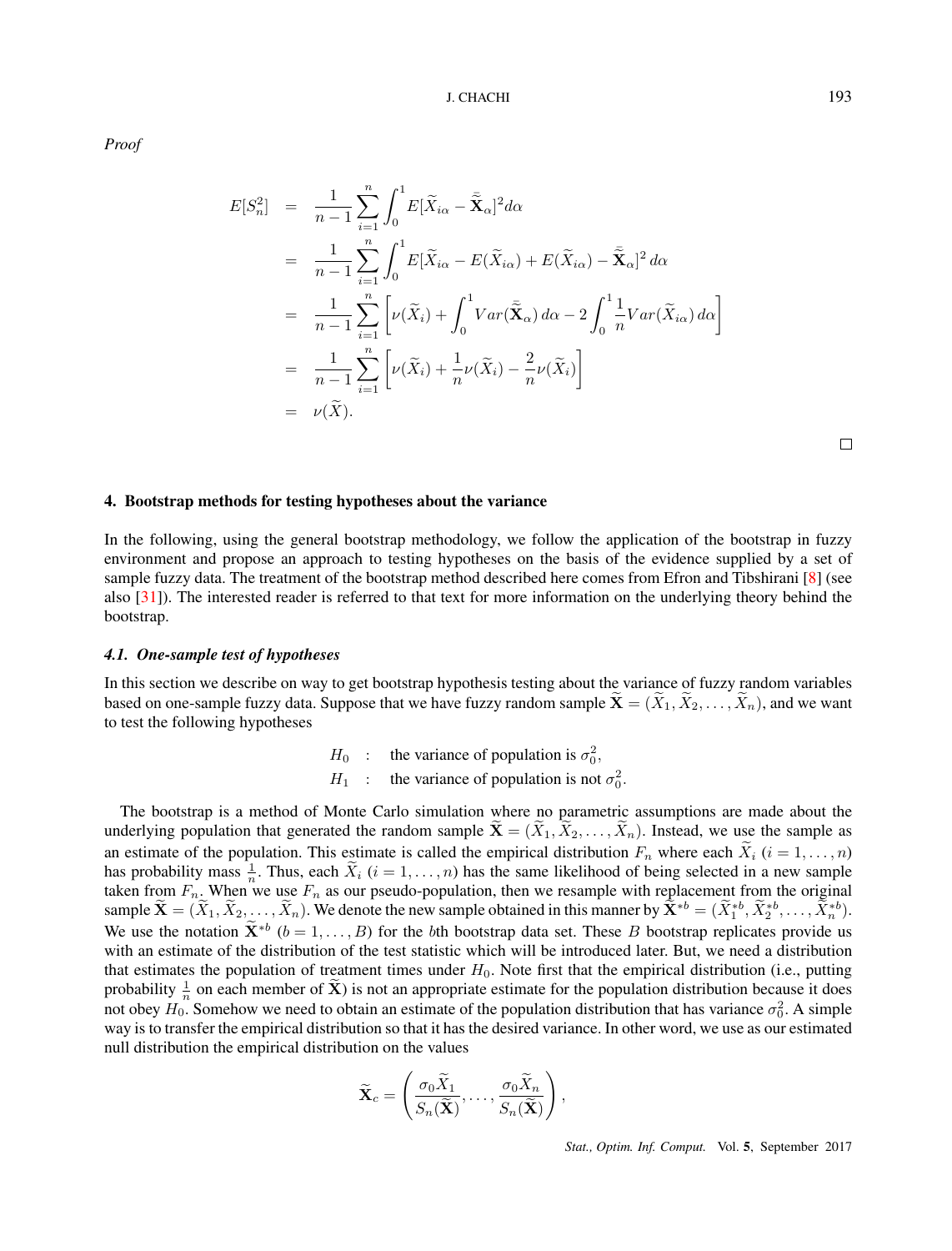*Proof*

$$
\begin{aligned}
E[S_n^2] &= \frac{1}{n-1}\sum_{i=1}^{n}\int_0^1 E[\widetilde{X}_{i\alpha}-\bar{\widetilde{\mathbf{X}}}_{\alpha}]^2 d\alpha \\
&= \frac{1}{n-1}\sum_{i=1}^{n}\int_0^1 E[\widetilde{X}_{i\alpha}-E(\widetilde{X}_{i\alpha})+E(\widetilde{X}_{i\alpha})-\bar{\widetilde{\mathbf{X}}}_{\alpha}]^2\, d\alpha \\
&= \frac{1}{n-1}\sum_{i=1}^{n}\left[\nu(\widetilde{X}_i)+\int_0^1 Var(\bar{\widetilde{\mathbf{X}}}_{\alpha})\, d\alpha - 2\int_0^1 \frac{1}{n}Var(\widetilde{X}_{i\alpha})\, d\alpha\right] \\
&= \frac{1}{n-1}\sum_{i=1}^{n}\left[\nu(\widetilde{X}_i)+\frac{1}{n}\nu(\widetilde{X}_i)-\frac{2}{n}\nu(\widetilde{X}_i)\right] \\
&= \nu(\widetilde{X}).
\end{aligned}
$$

□

## 4. Bootstrap methods for testing hypotheses about the variance

In the following, using the general bootstrap methodology, we follow the application of the bootstrap in fuzzy environment and propose an approach to testing hypotheses on the basis of the evidence supplied by a set of sample fuzzy data. The treatment of the bootstrap method described here comes from Efron and Tibshirani [8] (see also [31]). The interested reader is referred to that text for more information on the underlying theory behind the bootstrap.

### *4.1. One-sample test of hypotheses*

In this section we describe on way to get bootstrap hypothesis testing about the variance of fuzzy random variables based on one-sample fuzzy data. Suppose that we have fuzzy random sample $\widetilde{\mathbf{X}} = (\widetilde{X}_1, \widetilde{X}_2, \ldots, \widetilde{X}_n)$, and we want to test the following hypotheses

$$
\begin{aligned}
H_0 &: \quad \text{the variance of population is } \sigma_0^2, \\
H_1 &: \quad \text{the variance of population is not } \sigma_0^2.
\end{aligned}
$$

The bootstrap is a method of Monte Carlo simulation where no parametric assumptions are made about the underlying population that generated the random sample $\widetilde{\mathbf{X}} = (\widetilde{X}_1, \widetilde{X}_2, \ldots, \widetilde{X}_n)$. Instead, we use the sample as an estimate of the population. This estimate is called the empirical distribution $F_n$ where each $\widetilde{X}_i$ $(i = 1, \ldots, n)$ has probability mass $\frac{1}{n}$. Thus, each $\widetilde{X}_i$ $(i = 1, \ldots, n)$ has the same likelihood of being selected in a new sample taken from $F_n$. When we use $F_n$ as our pseudo-population, then we resample with replacement from the original sample $\widetilde{\mathbf{X}} = (\widetilde{X}_1, \widetilde{X}_2, \ldots, \widetilde{X}_n)$. We denote the new sample obtained in this manner by $\widetilde{\mathbf{X}}^{*b} = (\widetilde{X}_1^{*b}, \widetilde{X}_2^{*b}, \ldots, \widetilde{X}_n^{*b})$. We use the notation $\widetilde{\mathbf{X}}^{*b}$ $(b = 1, \ldots, B)$ for the $b$th bootstrap data set. These $B$ bootstrap replicates provide us with an estimate of the distribution of the test statistic which will be introduced later. But, we need a distribution that estimates the population of treatment times under $H_0$. Note first that the empirical distribution (i.e., putting probability $\frac{1}{n}$ on each member of $\widetilde{\mathbf{X}}$) is not an appropriate estimate for the population distribution because it does not obey $H_0$. Somehow we need to obtain an estimate of the population distribution that has variance $\sigma_0^2$. A simple way is to transfer the empirical distribution so that it has the desired variance. In other word, we use as our estimated null distribution the empirical distribution on the values

$$
\widetilde{\mathbf{X}}_c = \left(\frac{\sigma_0 \widetilde{X}_1}{S_n(\widetilde{\mathbf{X}})}, \ldots, \frac{\sigma_0 \widetilde{X}_n}{S_n(\widetilde{\mathbf{X}})}\right),
$$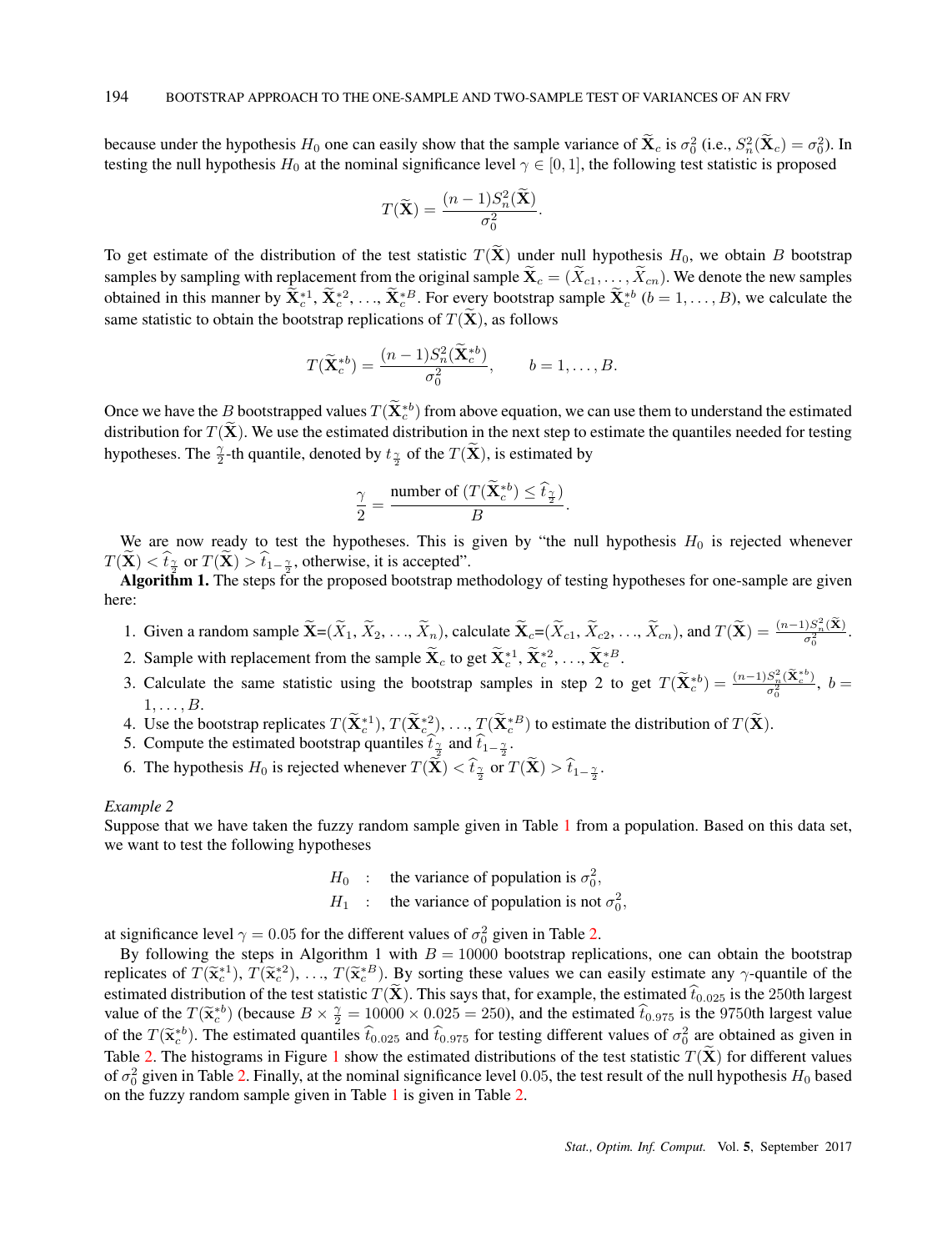because under the hypothesis $H_0$ one can easily show that the sample variance of $\widetilde{\mathbf{X}}_c$ is $\sigma_0^2$ (i.e., $S_n^2(\widetilde{\mathbf{X}}_c) = \sigma_0^2$). In testing the null hypothesis $H_0$ at the nominal significance level $\gamma \in [0, 1]$, the following test statistic is proposed

$$T(\widetilde{\mathbf{X}}) = \frac{(n-1)S_n^2(\widetilde{\mathbf{X}})}{\sigma_0^2}.$$

To get estimate of the distribution of the test statistic $T(\widetilde{\mathbf{X}})$ under null hypothesis $H_0$, we obtain $B$ bootstrap samples by sampling with replacement from the original sample $\widetilde{\mathbf{X}}_c = (\widetilde{X}_{c1}, \ldots, \widetilde{X}_{cn})$. We denote the new samples obtained in this manner by $\widetilde{\mathbf{X}}_c^{*1}$, $\widetilde{\mathbf{X}}_c^{*2}$, ..., $\widetilde{\mathbf{X}}_c^{*B}$. For every bootstrap sample $\widetilde{\mathbf{X}}_c^{*b}$ $(b = 1, \ldots, B)$, we calculate the same statistic to obtain the bootstrap replications of $T(\widetilde{\mathbf{X}})$, as follows

$$T(\widetilde{\mathbf{X}}_c^{*b}) = \frac{(n-1)S_n^2(\widetilde{\mathbf{X}}_c^{*b})}{\sigma_0^2}, \qquad b = 1, \ldots, B.$$

Once we have the $B$ bootstrapped values $T(\widetilde{\mathbf{X}}_c^{*b})$ from above equation, we can use them to understand the estimated distribution for $T(\widetilde{\mathbf{X}})$. We use the estimated distribution in the next step to estimate the quantiles needed for testing hypotheses. The $\frac{\gamma}{2}$-th quantile, denoted by $t_{\frac{\gamma}{2}}$ of the $T(\widetilde{\mathbf{X}})$, is estimated by

$$\frac{\gamma}{2} = \frac{\text{number of } (T(\widetilde{\mathbf{X}}_c^{*b}) \leq \widehat{t}_{\frac{\gamma}{2}})}{B}.$$

We are now ready to test the hypotheses. This is given by "the null hypothesis $H_0$ is rejected whenever $T(\widetilde{\mathbf{X}}) < \widehat{t}_{\frac{\gamma}{2}}$ or $T(\widetilde{\mathbf{X}}) > \widehat{t}_{1-\frac{\gamma}{2}}$, otherwise, it is accepted".

**Algorithm 1.** The steps for the proposed bootstrap methodology of testing hypotheses for one-sample are given here:

1. Given a random sample $\widetilde{\mathbf{X}}$=($\widetilde{X}_1$, $\widetilde{X}_2$, ..., $\widetilde{X}_n$), calculate $\widetilde{\mathbf{X}}_c$=($\widetilde{X}_{c1}$, $\widetilde{X}_{c2}$, ..., $\widetilde{X}_{cn}$), and $T(\widetilde{\mathbf{X}}) = \frac{(n-1)S_n^2(\widetilde{\mathbf{X}})}{\sigma_0^2}$.
2. Sample with replacement from the sample $\widetilde{\mathbf{X}}_c$ to get $\widetilde{\mathbf{X}}_c^{*1}, \widetilde{\mathbf{X}}_c^{*2}, \ldots, \widetilde{\mathbf{X}}_c^{*B}$.
3. Calculate the same statistic using the bootstrap samples in step 2 to get $T(\widetilde{\mathbf{X}}_c^{*b}) = \frac{(n-1)S_n^2(\widetilde{\mathbf{X}}_c^{*b})}{\sigma_0^2}$, $b = 1, \ldots, B$.
4. Use the bootstrap replicates $T(\widetilde{\mathbf{X}}_c^{*1}), T(\widetilde{\mathbf{X}}_c^{*2}), \ldots, T(\widetilde{\mathbf{X}}_c^{*B})$ to estimate the distribution of $T(\widetilde{\mathbf{X}})$.
5. Compute the estimated bootstrap quantiles $\widehat{t}_{\frac{\gamma}{2}}$ and $\widehat{t}_{1-\frac{\gamma}{2}}$.
6. The hypothesis $H_0$ is rejected whenever $T(\widetilde{\mathbf{X}}) < \widehat{t}_{\frac{\gamma}{2}}$ or $T(\widetilde{\mathbf{X}}) > \widehat{t}_{1-\frac{\gamma}{2}}$.

*Example 2*

Suppose that we have taken the fuzzy random sample given in Table 1 from a population. Based on this data set, we want to test the following hypotheses

$$\begin{aligned} H_0 &: \quad \text{the variance of population is } \sigma_0^2, \\ H_1 &: \quad \text{the variance of population is not } \sigma_0^2, \end{aligned}$$

at significance level $\gamma = 0.05$ for the different values of $\sigma_0^2$ given in Table 2.

By following the steps in Algorithm 1 with $B = 10000$ bootstrap replications, one can obtain the bootstrap replicates of $T(\widetilde{\mathbf{x}}_c^{*1})$, $T(\widetilde{\mathbf{x}}_c^{*2})$, ..., $T(\widetilde{\mathbf{x}}_c^{*B})$. By sorting these values we can easily estimate any $\gamma$-quantile of the estimated distribution of the test statistic $T(\widetilde{\mathbf{X}})$. This says that, for example, the estimated $\widehat{t}_{0.025}$ is the 250th largest value of the $T(\widetilde{\mathbf{x}}_c^{*b})$ (because $B \times \frac{\gamma}{2} = 10000 \times 0.025 = 250$), and the estimated $\widehat{t}_{0.975}$ is the 9750th largest value of the $T(\widetilde{\mathbf{x}}_c^{*b})$. The estimated quantiles $\widehat{t}_{0.025}$ and $\widehat{t}_{0.975}$ for testing different values of $\sigma_0^2$ are obtained as given in Table 2. The histograms in Figure 1 show the estimated distributions of the test statistic $T(\widetilde{\mathbf{X}})$ for different values of $\sigma_0^2$ given in Table 2. Finally, at the nominal significance level 0.05, the test result of the null hypothesis $H_0$ based on the fuzzy random sample given in Table 1 is given in Table 2.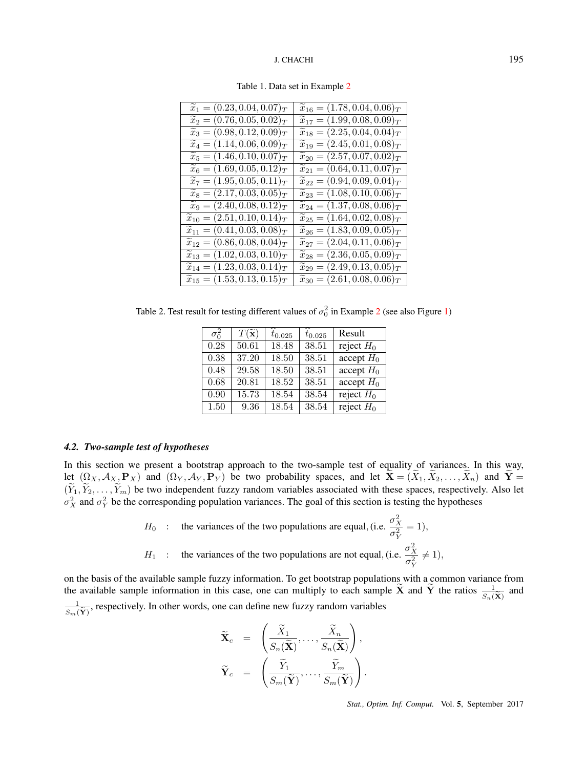Table 1. Data set in Example 2

| | |
|---|---|
| $\widetilde{x}_1 = (0.23, 0.04, 0.07)_T$ | $\widetilde{x}_{16} = (1.78, 0.04, 0.06)_T$ |
| $\widetilde{x}_2 = (0.76, 0.05, 0.02)_T$ | $\widetilde{x}_{17} = (1.99, 0.08, 0.09)_T$ |
| $\widetilde{x}_3 = (0.98, 0.12, 0.09)_T$ | $\widetilde{x}_{18} = (2.25, 0.04, 0.04)_T$ |
| $\widetilde{x}_4 = (1.14, 0.06, 0.09)_T$ | $\widetilde{x}_{19} = (2.45, 0.01, 0.08)_T$ |
| $\widetilde{x}_5 = (1.46, 0.10, 0.07)_T$ | $\widetilde{x}_{20} = (2.57, 0.07, 0.02)_T$ |
| $\widetilde{x}_6 = (1.69, 0.05, 0.12)_T$ | $\widetilde{x}_{21} = (0.64, 0.11, 0.07)_T$ |
| $\widetilde{x}_7 = (1.95, 0.05, 0.11)_T$ | $\widetilde{x}_{22} = (0.94, 0.09, 0.04)_T$ |
| $\widetilde{x}_8 = (2.17, 0.03, 0.05)_T$ | $\widetilde{x}_{23} = (1.08, 0.10, 0.06)_T$ |
| $\widetilde{x}_9 = (2.40, 0.08, 0.12)_T$ | $\widetilde{x}_{24} = (1.37, 0.08, 0.06)_T$ |
| $\widetilde{x}_{10} = (2.51, 0.10, 0.14)_T$ | $\widetilde{x}_{25} = (1.64, 0.02, 0.08)_T$ |
| $\widetilde{x}_{11} = (0.41, 0.03, 0.08)_T$ | $\widetilde{x}_{26} = (1.83, 0.09, 0.05)_T$ |
| $\widetilde{x}_{12} = (0.86, 0.08, 0.04)_T$ | $\widetilde{x}_{27} = (2.04, 0.11, 0.06)_T$ |
| $\widetilde{x}_{13} = (1.02, 0.03, 0.10)_T$ | $\widetilde{x}_{28} = (2.36, 0.05, 0.09)_T$ |
| $\widetilde{x}_{14} = (1.23, 0.03, 0.14)_T$ | $\widetilde{x}_{29} = (2.49, 0.13, 0.05)_T$ |
| $\widetilde{x}_{15} = (1.53, 0.13, 0.15)_T$ | $\widetilde{x}_{30} = (2.61, 0.08, 0.06)_T$ |

Table 2. Test result for testing different values of $\sigma_0^2$ in Example 2 (see also Figure 1)

| $\sigma_0^2$ | $T(\widetilde{\mathbf{x}})$ | $\widehat{t}_{0.025}$ | $\widehat{t}_{0.025}$ | Result |
|---|---|---|---|---|
| 0.28 | 50.61 | 18.48 | 38.51 | reject $H_0$ |
| 0.38 | 37.20 | 18.50 | 38.51 | accept $H_0$ |
| 0.48 | 29.58 | 18.50 | 38.51 | accept $H_0$ |
| 0.68 | 20.81 | 18.52 | 38.51 | accept $H_0$ |
| 0.90 | 15.73 | 18.54 | 38.54 | reject $H_0$ |
| 1.50 | 9.36 | 18.54 | 38.54 | reject $H_0$ |

### *4.2. Two-sample test of hypotheses*

In this section we present a bootstrap approach to the two-sample test of equality of variances. In this way, let $(\Omega_X, \mathcal{A}_X, \mathbf{P}_X)$ and $(\Omega_Y, \mathcal{A}_Y, \mathbf{P}_Y)$ be two probability spaces, and let $\widetilde{\mathbf{X}} = (\widetilde{X}_1, \widetilde{X}_2, \ldots, \widetilde{X}_n)$ and $\widetilde{\mathbf{Y}} = (\widetilde{Y}_1, \widetilde{Y}_2, \ldots, \widetilde{Y}_m)$ be two independent fuzzy random variables associated with these spaces, respectively. Also let $\sigma_X^2$ and $\sigma_Y^2$ be the corresponding population variances. The goal of this section is testing the hypotheses

$$
\begin{aligned}
H_0 &\quad : \quad \text{the variances of the two populations are equal, (i.e. } \frac{\sigma_X^2}{\sigma_Y^2} = 1),\\
H_1 &\quad : \quad \text{the variances of the two populations are not equal, (i.e. } \frac{\sigma_X^2}{\sigma_Y^2} \neq 1),
\end{aligned}
$$

on the basis of the available sample fuzzy information. To get bootstrap populations with a common variance from the available sample information in this case, one can multiply to each sample $\widetilde{\mathbf{X}}$ and $\widetilde{\mathbf{Y}}$ the ratios $\frac{1}{S_n(\widetilde{\mathbf{X}})}$ and $\frac{1}{S_m(\widetilde{\mathbf{Y}})}$, respectively. In other words, one can define new fuzzy random variables

$$
\begin{aligned}
\widetilde{\mathbf{X}}_c &= \left( \frac{\widetilde{X}_1}{S_n(\widetilde{\mathbf{X}})}, \ldots, \frac{\widetilde{X}_n}{S_n(\widetilde{\mathbf{X}})} \right),\\
\widetilde{\mathbf{Y}}_c &= \left( \frac{\widetilde{Y}_1}{S_m(\widetilde{\mathbf{Y}})}, \ldots, \frac{\widetilde{Y}_m}{S_m(\widetilde{\mathbf{Y}})} \right).
\end{aligned}
$$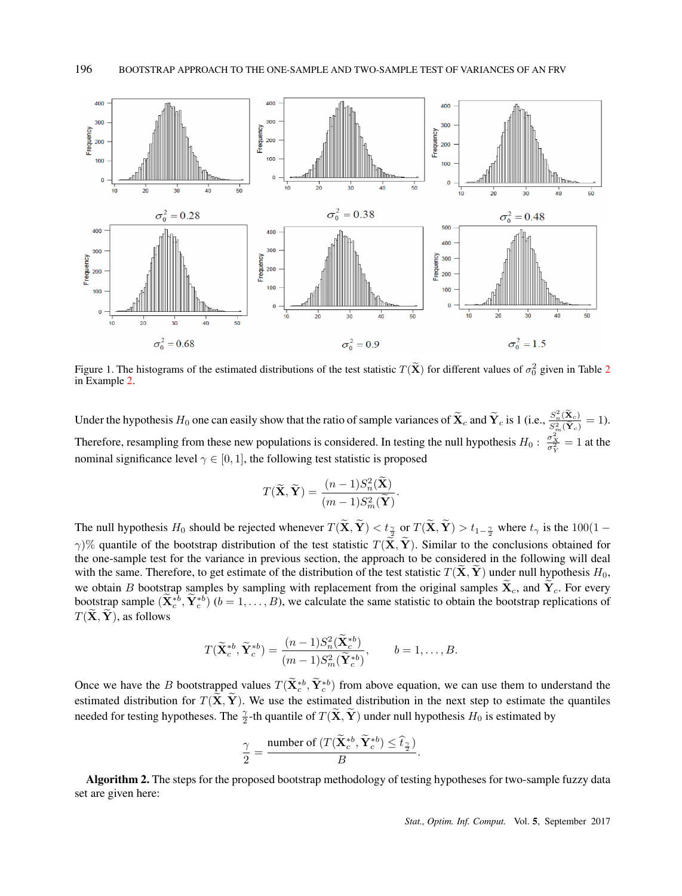Figure 1. The histograms of the estimated distributions of the test statistic $T(\widetilde{\mathbf{X}})$ for different values of $\sigma_0^2$ given in Table 2 in Example 2.

Under the hypothesis $H_0$ one can easily show that the ratio of sample variances of $\widetilde{\mathbf{X}}_c$ and $\widetilde{\mathbf{Y}}_c$ is 1 (i.e., $\frac{S_n^2(\widetilde{\mathbf{X}}_c)}{S_m^2(\widetilde{\mathbf{Y}}_c)} = 1$). Therefore, resampling from these new populations is considered. In testing the null hypothesis $H_0 : \frac{\sigma_X^2}{\sigma_Y^2} = 1$ at the nominal significance level $\gamma \in [0, 1]$, the following test statistic is proposed

$$T(\widetilde{\mathbf{X}}, \widetilde{\mathbf{Y}}) = \frac{(n-1)S_n^2(\widetilde{\mathbf{X}})}{(m-1)S_m^2(\widetilde{\mathbf{Y}})}.$$

The null hypothesis $H_0$ should be rejected whenever $T(\widetilde{\mathbf{X}}, \widetilde{\mathbf{Y}}) < t_{\frac{\gamma}{2}}$ or $T(\widetilde{\mathbf{X}}, \widetilde{\mathbf{Y}}) > t_{1-\frac{\gamma}{2}}$ where $t_\gamma$ is the $100(1-\gamma)\%$ quantile of the bootstrap distribution of the test statistic $T(\widetilde{\mathbf{X}}, \widetilde{\mathbf{Y}})$. Similar to the conclusions obtained for the one-sample test for the variance in previous section, the approach to be considered in the following will deal with the same. Therefore, to get estimate of the distribution of the test statistic $T(\widetilde{\mathbf{X}}, \widetilde{\mathbf{Y}})$ under null hypothesis $H_0$, we obtain $B$ bootstrap samples by sampling with replacement from the original samples $\widetilde{\mathbf{X}}_c$, and $\widetilde{\mathbf{Y}}_c$. For every bootstrap sample $(\widetilde{\mathbf{X}}_c^{*b}, \widetilde{\mathbf{Y}}_c^{*b})$ $(b = 1, \ldots, B)$, we calculate the same statistic to obtain the bootstrap replications of $T(\widetilde{\mathbf{X}}, \widetilde{\mathbf{Y}})$, as follows

$$T(\widetilde{\mathbf{X}}_c^{*b}, \widetilde{\mathbf{Y}}_c^{*b}) = \frac{(n-1)S_n^2(\widetilde{\mathbf{X}}_c^{*b})}{(m-1)S_m^2(\widetilde{\mathbf{Y}}_c^{*b})}, \qquad b = 1, \ldots, B.$$

Once we have the $B$ bootstrapped values $T(\widetilde{\mathbf{X}}_c^{*b}, \widetilde{\mathbf{Y}}_c^{*b})$ from above equation, we can use them to understand the estimated distribution for $T(\widetilde{\mathbf{X}}, \widetilde{\mathbf{Y}})$. We use the estimated distribution in the next step to estimate the quantiles needed for testing hypotheses. The $\frac{\gamma}{2}$-th quantile of $T(\widetilde{\mathbf{X}}, \widetilde{\mathbf{Y}})$ under null hypothesis $H_0$ is estimated by

$$\frac{\gamma}{2} = \frac{\text{number of } (T(\widetilde{\mathbf{X}}_c^{*b}, \widetilde{\mathbf{Y}}_c^{*b}) \leq \widehat{t}_{\frac{\gamma}{2}})}{B}.$$

**Algorithm 2.** The steps for the proposed bootstrap methodology of testing hypotheses for two-sample fuzzy data set are given here: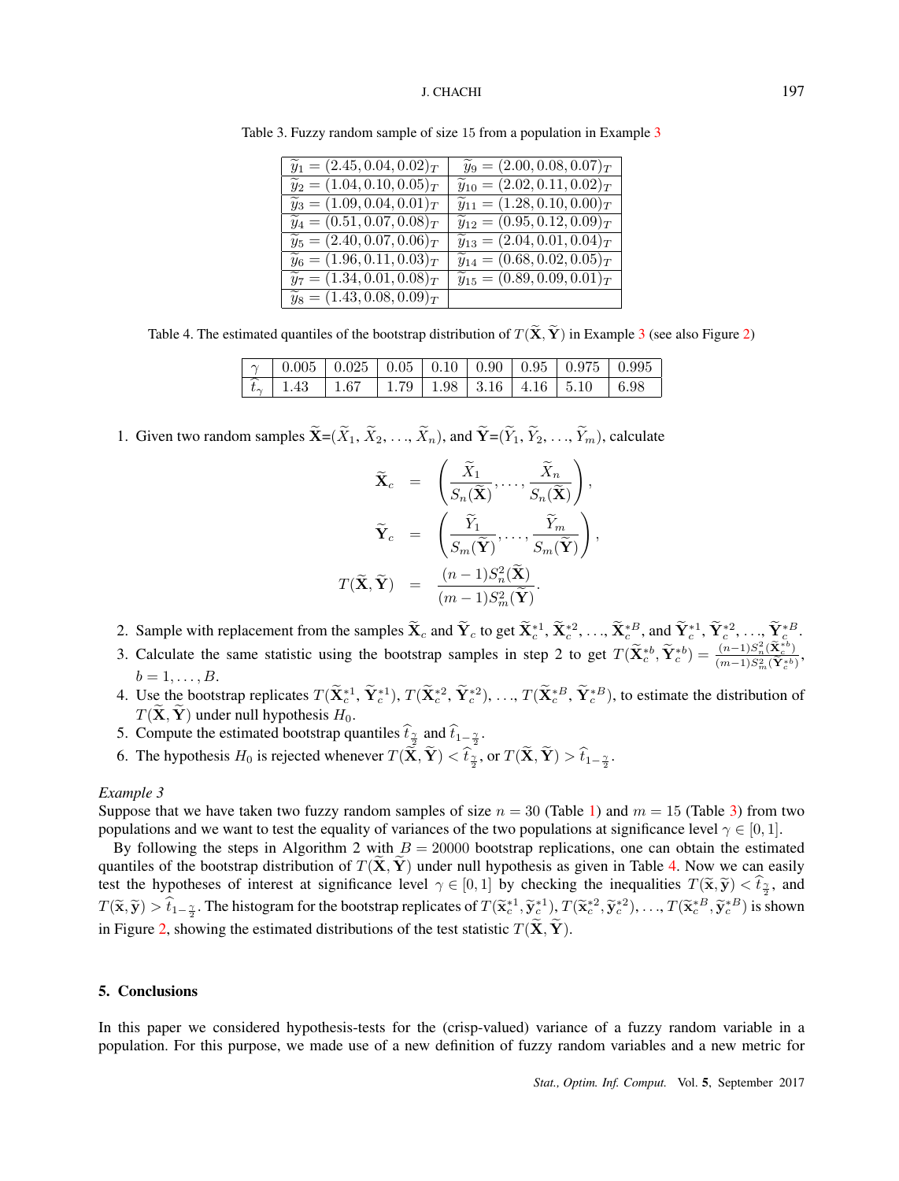Table 3. Fuzzy random sample of size 15 from a population in Example 3

| | |
|---|---|
| $\widetilde{y}_1 = (2.45, 0.04, 0.02)_T$ | $\widetilde{y}_9 = (2.00, 0.08, 0.07)_T$ |
| $\widetilde{y}_2 = (1.04, 0.10, 0.05)_T$ | $\widetilde{y}_{10} = (2.02, 0.11, 0.02)_T$ |
| $\widetilde{y}_3 = (1.09, 0.04, 0.01)_T$ | $\widetilde{y}_{11} = (1.28, 0.10, 0.00)_T$ |
| $\widetilde{y}_4 = (0.51, 0.07, 0.08)_T$ | $\widetilde{y}_{12} = (0.95, 0.12, 0.09)_T$ |
| $\widetilde{y}_5 = (2.40, 0.07, 0.06)_T$ | $\widetilde{y}_{13} = (2.04, 0.01, 0.04)_T$ |
| $\widetilde{y}_6 = (1.96, 0.11, 0.03)_T$ | $\widetilde{y}_{14} = (0.68, 0.02, 0.05)_T$ |
| $\widetilde{y}_7 = (1.34, 0.01, 0.08)_T$ | $\widetilde{y}_{15} = (0.89, 0.09, 0.01)_T$ |
| $\widetilde{y}_8 = (1.43, 0.08, 0.09)_T$ | |

Table 4. The estimated quantiles of the bootstrap distribution of $T(\widetilde{\mathbf{X}}, \widetilde{\mathbf{Y}})$ in Example 3 (see also Figure 2)

| $\gamma$ | 0.005 | 0.025 | 0.05 | 0.10 | 0.90 | 0.95 | 0.975 | 0.995 |
|---|---|---|---|---|---|---|---|---|
| $\widehat{t}_\gamma$ | 1.43 | 1.67 | 1.79 | 1.98 | 3.16 | 4.16 | 5.10 | 6.98 |

1. Given two random samples $\widetilde{\mathbf{X}}$=($\widetilde{X}_1$, $\widetilde{X}_2$, ..., $\widetilde{X}_n$), and $\widetilde{\mathbf{Y}}$=($\widetilde{Y}_1$, $\widetilde{Y}_2$, ..., $\widetilde{Y}_m$), calculate

$$\begin{aligned}
\widetilde{\mathbf{X}}_c &= \left( \frac{\widetilde{X}_1}{S_n(\widetilde{\mathbf{X}})}, \ldots, \frac{\widetilde{X}_n}{S_n(\widetilde{\mathbf{X}})} \right), \\
\widetilde{\mathbf{Y}}_c &= \left( \frac{\widetilde{Y}_1}{S_m(\widetilde{\mathbf{Y}})}, \ldots, \frac{\widetilde{Y}_m}{S_m(\widetilde{\mathbf{Y}})} \right), \\
T(\widetilde{\mathbf{X}}, \widetilde{\mathbf{Y}}) &= \frac{(n-1)S_n^2(\widetilde{\mathbf{X}})}{(m-1)S_m^2(\widetilde{\mathbf{Y}})}.
\end{aligned}$$

2. Sample with replacement from the samples $\widetilde{\mathbf{X}}_c$ and $\widetilde{\mathbf{Y}}_c$ to get $\widetilde{\mathbf{X}}_c^{*1}$, $\widetilde{\mathbf{X}}_c^{*2}$, ..., $\widetilde{\mathbf{X}}_c^{*B}$, and $\widetilde{\mathbf{Y}}_c^{*1}$, $\widetilde{\mathbf{Y}}_c^{*2}$, ..., $\widetilde{\mathbf{Y}}_c^{*B}$.
3. Calculate the same statistic using the bootstrap samples in step 2 to get $T(\widetilde{\mathbf{X}}_c^{*b}, \widetilde{\mathbf{Y}}_c^{*b}) = \frac{(n-1)S_n^2(\widetilde{\mathbf{X}}_c^{*b})}{(m-1)S_m^2(\widetilde{\mathbf{Y}}_c^{*b})}$, $b = 1, \ldots, B$.
4. Use the bootstrap replicates $T(\widetilde{\mathbf{X}}_c^{*1}, \widetilde{\mathbf{Y}}_c^{*1})$, $T(\widetilde{\mathbf{X}}_c^{*2}, \widetilde{\mathbf{Y}}_c^{*2})$, ..., $T(\widetilde{\mathbf{X}}_c^{*B}, \widetilde{\mathbf{Y}}_c^{*B})$, to estimate the distribution of $T(\widetilde{\mathbf{X}}, \widetilde{\mathbf{Y}})$ under null hypothesis $H_0$.
5. Compute the estimated bootstrap quantiles $\widehat{t}_{\frac{\gamma}{2}}$ and $\widehat{t}_{1-\frac{\gamma}{2}}$.
6. The hypothesis $H_0$ is rejected whenever $T(\widetilde{\mathbf{X}}, \widetilde{\mathbf{Y}}) < \widehat{t}_{\frac{\gamma}{2}}$, or $T(\widetilde{\mathbf{X}}, \widetilde{\mathbf{Y}}) > \widehat{t}_{1-\frac{\gamma}{2}}$.

*Example 3*

Suppose that we have taken two fuzzy random samples of size $n = 30$ (Table 1) and $m = 15$ (Table 3) from two populations and we want to test the equality of variances of the two populations at significance level $\gamma \in [0, 1]$.

By following the steps in Algorithm 2 with $B = 20000$ bootstrap replications, one can obtain the estimated quantiles of the bootstrap distribution of $T(\widetilde{\mathbf{X}}, \widetilde{\mathbf{Y}})$ under null hypothesis as given in Table 4. Now we can easily test the hypotheses of interest at significance level $\gamma \in [0, 1]$ by checking the inequalities $T(\widetilde{\mathbf{x}}, \widetilde{\mathbf{y}}) < \widehat{t}_{\frac{\gamma}{2}}$, and $T(\widetilde{\mathbf{x}}, \widetilde{\mathbf{y}}) > \widehat{t}_{1-\frac{\gamma}{2}}$. The histogram for the bootstrap replicates of $T(\widetilde{\mathbf{x}}_c^{*1}, \widetilde{\mathbf{y}}_c^{*1})$, $T(\widetilde{\mathbf{x}}_c^{*2}, \widetilde{\mathbf{y}}_c^{*2})$, ..., $T(\widetilde{\mathbf{x}}_c^{*B}, \widetilde{\mathbf{y}}_c^{*B})$ is shown in Figure 2, showing the estimated distributions of the test statistic $T(\widetilde{\mathbf{X}}, \widetilde{\mathbf{Y}})$.

## 5. Conclusions

In this paper we considered hypothesis-tests for the (crisp-valued) variance of a fuzzy random variable in a population. For this purpose, we made use of a new definition of fuzzy random variables and a new metric for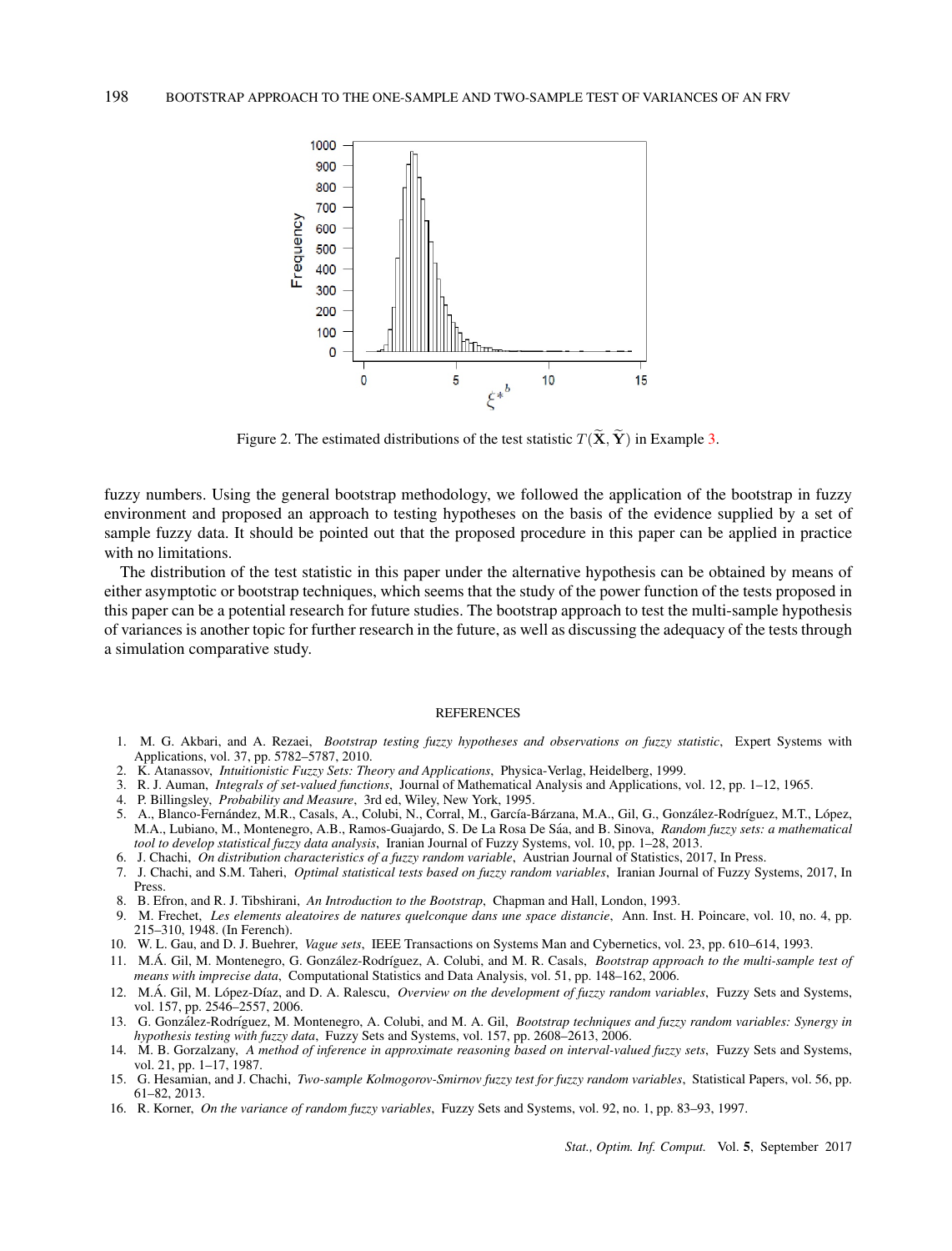Figure 2. The estimated distributions of the test statistic $T(\widetilde{\mathbf{X}}, \widetilde{\mathbf{Y}})$ in Example 3.

fuzzy numbers. Using the general bootstrap methodology, we followed the application of the bootstrap in fuzzy environment and proposed an approach to testing hypotheses on the basis of the evidence supplied by a set of sample fuzzy data. It should be pointed out that the proposed procedure in this paper can be applied in practice with no limitations.

The distribution of the test statistic in this paper under the alternative hypothesis can be obtained by means of either asymptotic or bootstrap techniques, which seems that the study of the power function of the tests proposed in this paper can be a potential research for future studies. The bootstrap approach to test the multi-sample hypothesis of variances is another topic for further research in the future, as well as discussing the adequacy of the tests through a simulation comparative study.

## REFERENCES

1. M. G. Akbari, and A. Rezaei, *Bootstrap testing fuzzy hypotheses and observations on fuzzy statistic*, Expert Systems with Applications, vol. 37, pp. 5782–5787, 2010.
2. K. Atanassov, *Intuitionistic Fuzzy Sets: Theory and Applications*, Physica-Verlag, Heidelberg, 1999.
3. R. J. Auman, *Integrals of set-valued functions*, Journal of Mathematical Analysis and Applications, vol. 12, pp. 1–12, 1965.
4. P. Billingsley, *Probability and Measure*, 3rd ed, Wiley, New York, 1995.
5. A., Blanco-Fernández, M.R., Casals, A., Colubi, N., Corral, M., García-Bárzana, M.A., Gil, G., González-Rodríguez, M.T., López, M.A., Lubiano, M., Montenegro, A.B., Ramos-Guajardo, S. De La Rosa De Sáa, and B. Sinova, *Random fuzzy sets: a mathematical tool to develop statistical fuzzy data analysis*, Iranian Journal of Fuzzy Systems, vol. 10, pp. 1–28, 2013.
6. J. Chachi, *On distribution characteristics of a fuzzy random variable*, Austrian Journal of Statistics, 2017, In Press.
7. J. Chachi, and S.M. Taheri, *Optimal statistical tests based on fuzzy random variables*, Iranian Journal of Fuzzy Systems, 2017, In Press.
8. B. Efron, and R. J. Tibshirani, *An Introduction to the Bootstrap*, Chapman and Hall, London, 1993.
9. M. Frechet, *Les elements aleatoires de natures quelconque dans une space distancie*, Ann. Inst. H. Poincare, vol. 10, no. 4, pp. 215–310, 1948. (In Ferench).
10. W. L. Gau, and D. J. Buehrer, *Vague sets*, IEEE Transactions on Systems Man and Cybernetics, vol. 23, pp. 610–614, 1993.
11. M.Á. Gil, M. Montenegro, G. González-Rodríguez, A. Colubi, and M. R. Casals, *Bootstrap approach to the multi-sample test of means with imprecise data*, Computational Statistics and Data Analysis, vol. 51, pp. 148–162, 2006.
12. M.Á. Gil, M. López-Díaz, and D. A. Ralescu, *Overview on the development of fuzzy random variables*, Fuzzy Sets and Systems, vol. 157, pp. 2546–2557, 2006.
13. G. González-Rodríguez, M. Montenegro, A. Colubi, and M. A. Gil, *Bootstrap techniques and fuzzy random variables: Synergy in hypothesis testing with fuzzy data*, Fuzzy Sets and Systems, vol. 157, pp. 2608–2613, 2006.
14. M. B. Gorzalzany, *A method of inference in approximate reasoning based on interval-valued fuzzy sets*, Fuzzy Sets and Systems, vol. 21, pp. 1–17, 1987.
15. G. Hesamian, and J. Chachi, *Two-sample Kolmogorov-Smirnov fuzzy test for fuzzy random variables*, Statistical Papers, vol. 56, pp. 61–82, 2013.
16. R. Korner, *On the variance of random fuzzy variables*, Fuzzy Sets and Systems, vol. 92, no. 1, pp. 83–93, 1997.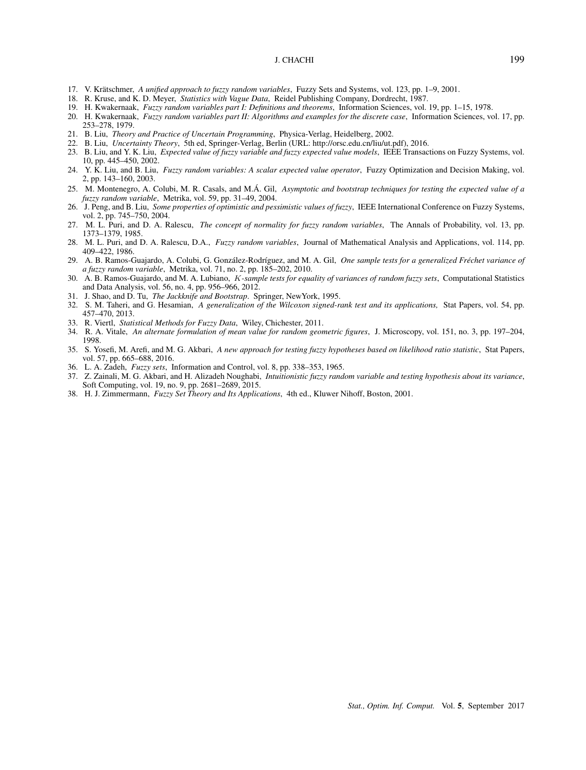17. V. Krätschmer, *A unified approach to fuzzy random variables*, Fuzzy Sets and Systems, vol. 123, pp. 1–9, 2001.
18. R. Kruse, and K. D. Meyer, *Statistics with Vague Data*, Reidel Publishing Company, Dordrecht, 1987.
19. H. Kwakernaak, *Fuzzy random variables part I: Definitions and theorems*, Information Sciences, vol. 19, pp. 1–15, 1978.
20. H. Kwakernaak, *Fuzzy random variables part II: Algorithms and examples for the discrete case*, Information Sciences, vol. 17, pp. 253–278, 1979.
21. B. Liu, *Theory and Practice of Uncertain Programming*, Physica-Verlag, Heidelberg, 2002.
22. B. Liu, *Uncertainty Theory*, 5th ed, Springer-Verlag, Berlin (URL: http://orsc.edu.cn/liu/ut.pdf), 2016.
23. B. Liu, and Y. K. Liu, *Expected value of fuzzy variable and fuzzy expected value models*, IEEE Transactions on Fuzzy Systems, vol. 10, pp. 445–450, 2002.
24. Y. K. Liu, and B. Liu, *Fuzzy random variables: A scalar expected value operator*, Fuzzy Optimization and Decision Making, vol. 2, pp. 143–160, 2003.
25. M. Montenegro, A. Colubi, M. R. Casals, and M.Á. Gil, *Asymptotic and bootstrap techniques for testing the expected value of a fuzzy random variable*, Metrika, vol. 59, pp. 31–49, 2004.
26. J. Peng, and B. Liu, *Some properties of optimistic and pessimistic values of fuzzy*, IEEE International Conference on Fuzzy Systems, vol. 2, pp. 745–750, 2004.
27. M. L. Puri, and D. A. Ralescu, *The concept of normality for fuzzy random variables*, The Annals of Probability, vol. 13, pp. 1373–1379, 1985.
28. M. L. Puri, and D. A. Ralescu, D.A., *Fuzzy random variables*, Journal of Mathematical Analysis and Applications, vol. 114, pp. 409–422, 1986.
29. A. B. Ramos-Guajardo, A. Colubi, G. González-Rodríguez, and M. A. Gil, *One sample tests for a generalized Fréchet variance of a fuzzy random variable*, Metrika, vol. 71, no. 2, pp. 185–202, 2010.
30. A. B. Ramos-Guajardo, and M. A. Lubiano, *$K$-sample tests for equality of variances of random fuzzy sets*, Computational Statistics and Data Analysis, vol. 56, no. 4, pp. 956–966, 2012.
31. J. Shao, and D. Tu, *The Jackknife and Bootstrap*. Springer, NewYork, 1995.
32. S. M. Taheri, and G. Hesamian, *A generalization of the Wilcoxon signed-rank test and its applications,* Stat Papers, vol. 54, pp. 457–470, 2013.
33. R. Viertl, *Statistical Methods for Fuzzy Data*, Wiley, Chichester, 2011.
34. R. A. Vitale, *An alternate formulation of mean value for random geometric figures*, J. Microscopy, vol. 151, no. 3, pp. 197–204, 1998.
35. S. Yosefi, M. Arefi, and M. G. Akbari, *A new approach for testing fuzzy hypotheses based on likelihood ratio statistic*, Stat Papers, vol. 57, pp. 665–688, 2016.
36. L. A. Zadeh, *Fuzzy sets*, Information and Control, vol. 8, pp. 338–353, 1965.
37. Z. Zainali, M. G. Akbari, and H. Alizadeh Noughabi, *Intuitionistic fuzzy random variable and testing hypothesis about its variance*, Soft Computing, vol. 19, no. 9, pp. 2681–2689, 2015.
38. H. J. Zimmermann, *Fuzzy Set Theory and Its Applications*, 4th ed., Kluwer Nihoff, Boston, 2001.